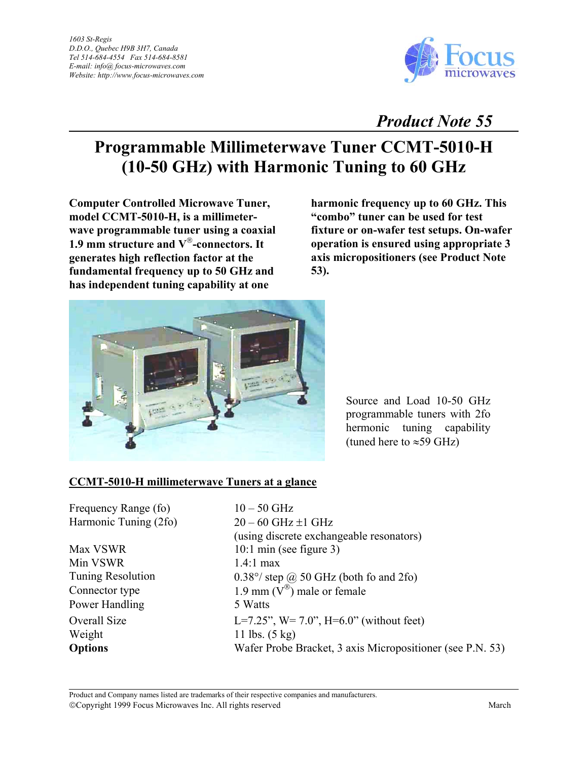1603 St-Regis
D.D.O., Quebec H9B 3H7, Canada
Tel 514-684-4554 Fax 514-684-8581
E-mail: info@focus-microwaves.com
Website: http://www.focus-microwaves.com

*Product Note 55*

# Programmable Millimeterwave Tuner CCMT-5010-H (10-50 GHz) with Harmonic Tuning to 60 GHz

**Computer Controlled Microwave Tuner, model CCMT-5010-H, is a millimeter-wave programmable tuner using a coaxial 1.9 mm structure and V®-connectors. It generates high reflection factor at the fundamental frequency up to 50 GHz and has independent tuning capability at one harmonic frequency up to 60 GHz. This "combo" tuner can be used for test fixture or on-wafer test setups. On-wafer operation is ensured using appropriate 3 axis micropositioners (see Product Note 53).**

Source and Load 10-50 GHz programmable tuners with 2fo harmonic tuning capability (tuned here to ≈59 GHz)

## CCMT-5010-H millimeterwave Tuners at a glance

| | |
|---|---|
| Frequency Range (fo) | 10 – 50 GHz |
| Harmonic Tuning (2fo) | 20 – 60 GHz ±1 GHz (using discrete exchangeable resonators) |
| Max VSWR | 10:1 min (see figure 3) |
| Min VSWR | 1.4:1 max |
| Tuning Resolution | 0.38°/ step @ 50 GHz (both fo and 2fo) |
| Connector type | 1.9 mm (V®) male or female |
| Power Handling | 5 Watts |
| Overall Size | L=7.25", W= 7.0", H=6.0" (without feet) |
| Weight | 11 lbs. (5 kg) |
| **Options** | Wafer Probe Bracket, 3 axis Micropositioner (see P.N. 53) |

Product and Company names listed are trademarks of their respective companies and manufacturers.
©Copyright 1999 Focus Microwaves Inc. All rights reserved — March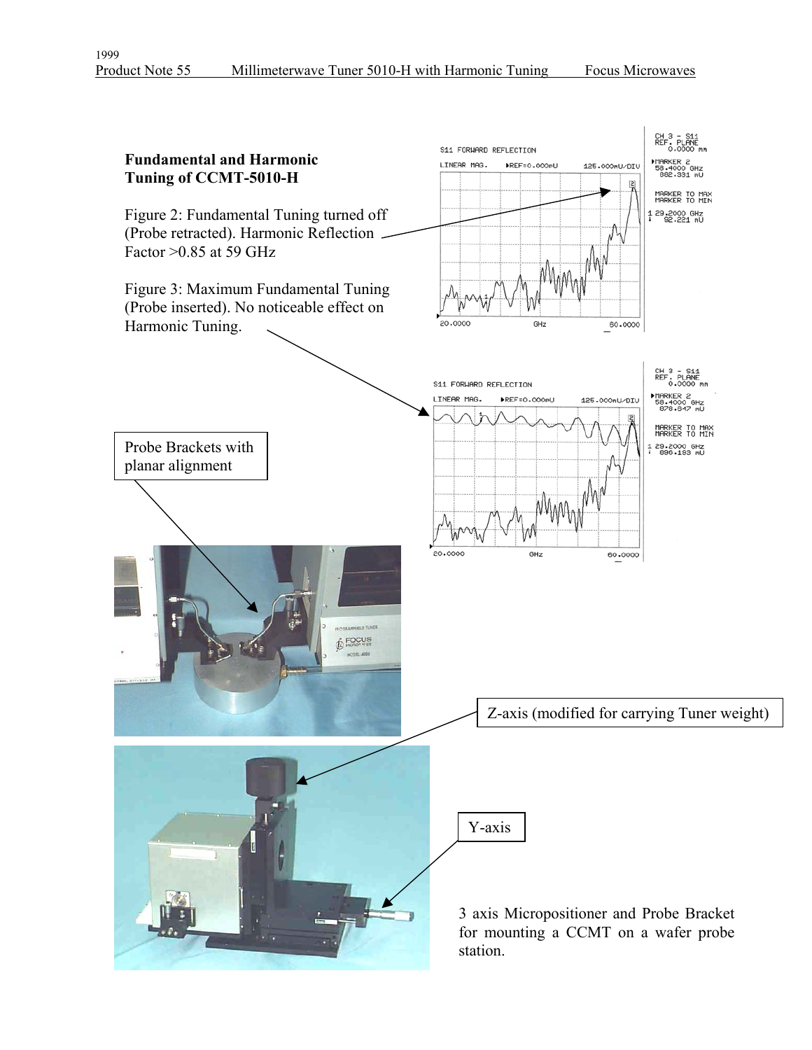**Fundamental and Harmonic Tuning of CCMT-5010-H**

Figure 2: Fundamental Tuning turned off (Probe retracted). Harmonic Reflection Factor >0.85 at 59 GHz

Figure 3: Maximum Fundamental Tuning (Probe inserted). No noticeable effect on Harmonic Tuning.

S11 FORWARD REFLECTION

LINEAR MAG. ▶REF=0.000mU 125.000mU/DIV

CH 3 - S11
REF. PLANE
0.0000 mm

▶MARKER 2
58.4000 GHz
882.331 mU

MARKER TO MAX
MARKER TO MIN

1 29.2000 GHz
92.221 mU

20.0000 GHz 60.0000

S11 FORWARD REFLECTION

LINEAR MAG. ▶REF=0.000mU 125.000mU/DIV

CH 3 - S11
REF. PLANE
0.0000 mm

▶MARKER 2
58.4000 GHz
878.847 mU

MARKER TO MAX
MARKER TO MIN

1 29.2000 GHz
896.183 mU

20.0000 GHz 60.0000

Probe Brackets with planar alignment

Z-axis (modified for carrying Tuner weight)

Y-axis

3 axis Micropositioner and Probe Bracket for mounting a CCMT on a wafer probe station.